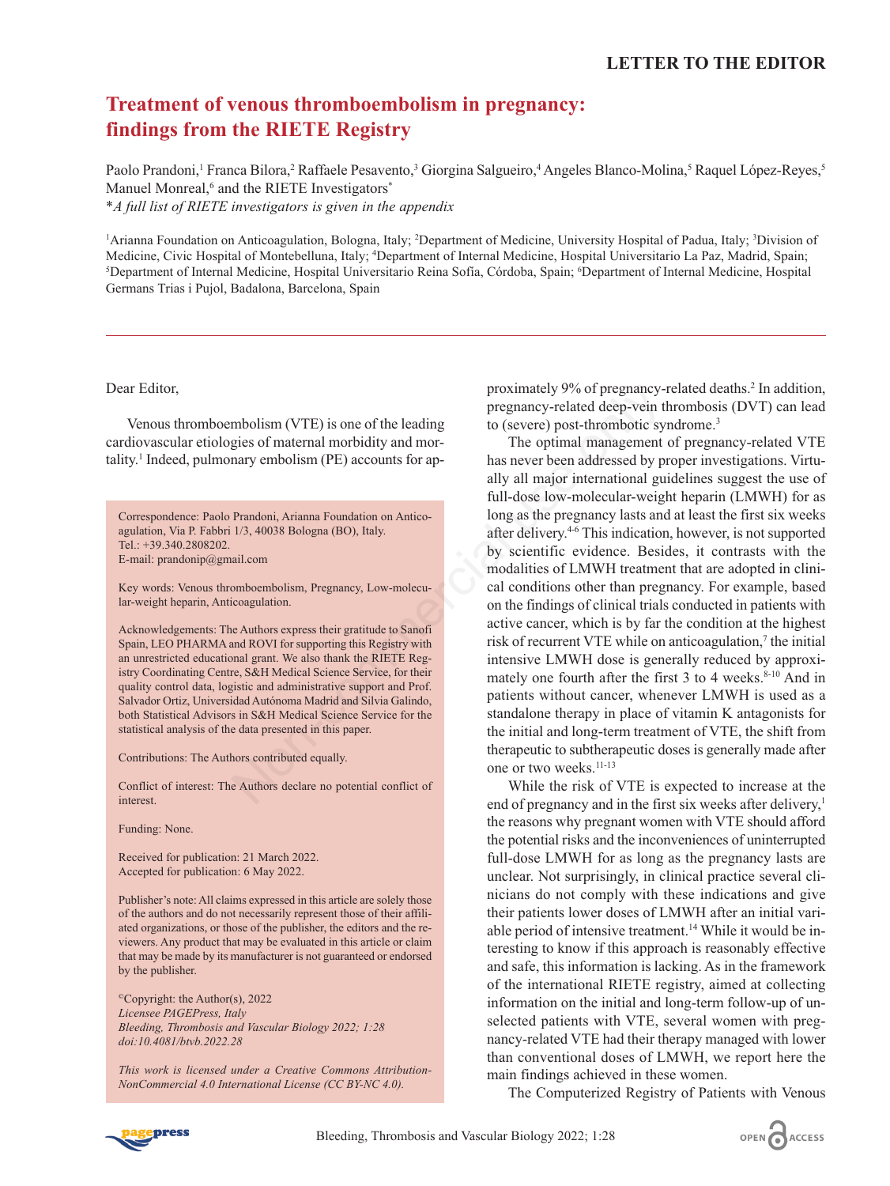LETTER TO THE EDITOR

# Treatment of venous thromboembolism in pregnancy: findings from the RIETE Registry

Paolo Prandoni,[1] Franca Bilora,[2] Raffaele Pesavento,[3] Giorgina Salgueiro,[4] Angeles Blanco-Molina,[5] Raquel López-Reyes,[5] Manuel Monreal,[6] and the RIETE Investigators*

**A full list of RIETE investigators is given in the appendix*

[1]Arianna Foundation on Anticoagulation, Bologna, Italy; [2]Department of Medicine, University Hospital of Padua, Italy; [3]Division of Medicine, Civic Hospital of Montebelluna, Italy; [4]Department of Internal Medicine, Hospital Universitario La Paz, Madrid, Spain; [5]Department of Internal Medicine, Hospital Universitario Reina Sofía, Córdoba, Spain; [6]Department of Internal Medicine, Hospital Germans Trias i Pujol, Badalona, Barcelona, Spain

Correspondence: Paolo Prandoni, Arianna Foundation on Anticoagulation, Via P. Fabbri 1/3, 40038 Bologna (BO), Italy.
Tel.: +39.340.2808202.
E-mail: prandonip@gmail.com

Key words: Venous thromboembolism, Pregnancy, Low-molecular-weight heparin, Anticoagulation.

Acknowledgements: The Authors express their gratitude to Sanofi Spain, LEO PHARMA and ROVI for supporting this Registry with an unrestricted educational grant. We also thank the RIETE Registry Coordinating Centre, S&H Medical Science Service, for their quality control data, logistic and administrative support and Prof. Salvador Ortiz, Universidad Autónoma Madrid and Silvia Galindo, both Statistical Advisors in S&H Medical Science Service for the statistical analysis of the data presented in this paper.

Contributions: The Authors contributed equally.

Conflict of interest: The Authors declare no potential conflict of interest.

Funding: None.

Received for publication: 21 March 2022.
Accepted for publication: 6 May 2022.

Publisher's note: All claims expressed in this article are solely those of the authors and do not necessarily represent those of their affiliated organizations, or those of the publisher, the editors and the reviewers. Any product that may be evaluated in this article or claim that may be made by its manufacturer is not guaranteed or endorsed by the publisher.

©Copyright: the Author(s), 2022
*Licensee PAGEPress, Italy*
*Bleeding, Thrombosis and Vascular Biology 2022; 1:28*
*doi:10.4081/btvb.2022.28*

*This work is licensed under a Creative Commons Attribution-NonCommercial 4.0 International License (CC BY-NC 4.0).*

Dear Editor,

Venous thromboembolism (VTE) is one of the leading cardiovascular etiologies of maternal morbidity and mortality.[1] Indeed, pulmonary embolism (PE) accounts for approximately 9% of pregnancy-related deaths.[2] In addition, pregnancy-related deep-vein thrombosis (DVT) can lead to (severe) post-thrombotic syndrome.[3]

The optimal management of pregnancy-related VTE has never been addressed by proper investigations. Virtually all major international guidelines suggest the use of full-dose low-molecular-weight heparin (LMWH) for as long as the pregnancy lasts and at least the first six weeks after delivery.[4-6] This indication, however, is not supported by scientific evidence. Besides, it contrasts with the modalities of LMWH treatment that are adopted in clinical conditions other than pregnancy. For example, based on the findings of clinical trials conducted in patients with active cancer, which is by far the condition at the highest risk of recurrent VTE while on anticoagulation,[7] the initial intensive LMWH dose is generally reduced by approximately one fourth after the first 3 to 4 weeks.[8-10] And in patients without cancer, whenever LMWH is used as a standalone therapy in place of vitamin K antagonists for the initial and long-term treatment of VTE, the shift from therapeutic to subtherapeutic doses is generally made after one or two weeks.[11-13]

While the risk of VTE is expected to increase at the end of pregnancy and in the first six weeks after delivery,[1] the reasons why pregnant women with VTE should afford the potential risks and the inconveniences of uninterrupted full-dose LMWH for as long as the pregnancy lasts are unclear. Not surprisingly, in clinical practice several clinicians do not comply with these indications and give their patients lower doses of LMWH after an initial variable period of intensive treatment.[14] While it would be interesting to know if this approach is reasonably effective and safe, this information is lacking. As in the framework of the international RIETE registry, aimed at collecting information on the initial and long-term follow-up of unselected patients with VTE, several women with pregnancy-related VTE had their therapy managed with lower than conventional doses of LMWH, we report here the main findings achieved in these women.

The Computerized Registry of Patients with Venous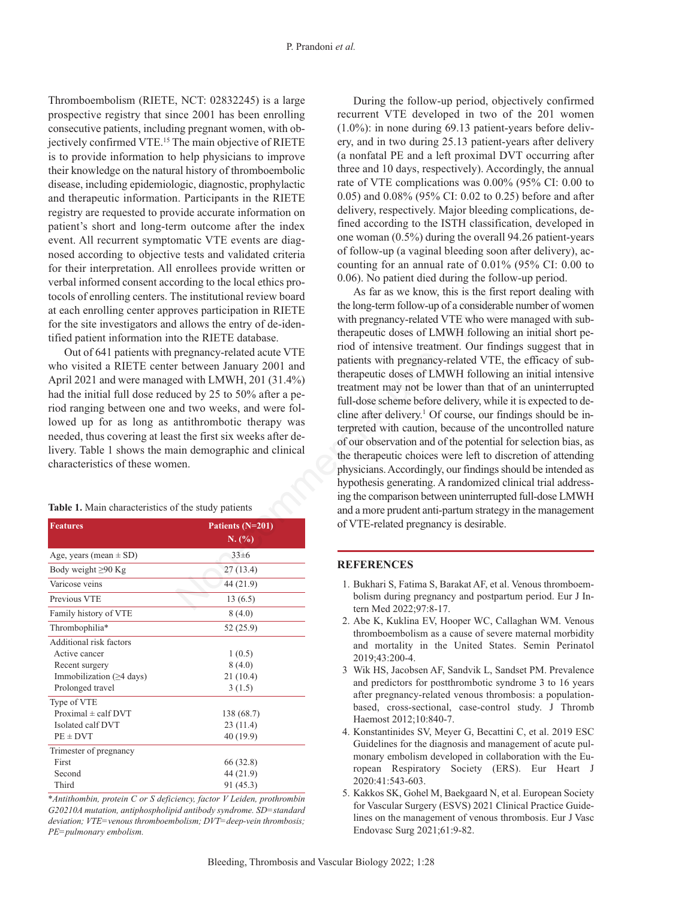Thromboembolism (RIETE, NCT: 02832245) is a large prospective registry that since 2001 has been enrolling consecutive patients, including pregnant women, with objectively confirmed VTE.[15] The main objective of RIETE is to provide information to help physicians to improve their knowledge on the natural history of thromboembolic disease, including epidemiologic, diagnostic, prophylactic and therapeutic information. Participants in the RIETE registry are requested to provide accurate information on patient's short and long-term outcome after the index event. All recurrent symptomatic VTE events are diagnosed according to objective tests and validated criteria for their interpretation. All enrollees provide written or verbal informed consent according to the local ethics protocols of enrolling centers. The institutional review board at each enrolling center approves participation in RIETE for the site investigators and allows the entry of de-identified patient information into the RIETE database.

Out of 641 patients with pregnancy-related acute VTE who visited a RIETE center between January 2001 and April 2021 and were managed with LMWH, 201 (31.4%) had the initial full dose reduced by 25 to 50% after a period ranging between one and two weeks, and were followed up for as long as antithrombotic therapy was needed, thus covering at least the first six weeks after delivery. Table 1 shows the main demographic and clinical characteristics of these women.

**Table 1.** Main characteristics of the study patients

| Features | Patients (N=201) N. (%) |
|---|---|
| Age, years (mean ± SD) | 33±6 |
| Body weight ≥90 Kg | 27 (13.4) |
| Varicose veins | 44 (21.9) |
| Previous VTE | 13 (6.5) |
| Family history of VTE | 8 (4.0) |
| Thrombophilia* | 52 (25.9) |
| Additional risk factors | |
| Active cancer | 1 (0.5) |
| Recent surgery | 8 (4.0) |
| Immobilization (≥4 days) | 21 (10.4) |
| Prolonged travel | 3 (1.5) |
| Type of VTE | |
| Proximal ± calf DVT | 138 (68.7) |
| Isolated calf DVT | 23 (11.4) |
| PE ± DVT | 40 (19.9) |
| Trimester of pregnancy | |
| First | 66 (32.8) |
| Second | 44 (21.9) |
| Third | 91 (45.3) |

*\*Antithombin, protein C or S deficiency, factor V Leiden, prothrombin G20210A mutation, antiphospholipid antibody syndrome. SD=standard deviation; VTE=venous thromboembolism; DVT=deep-vein thrombosis; PE=pulmonary embolism.*

During the follow-up period, objectively confirmed recurrent VTE developed in two of the 201 women (1.0%): in none during 69.13 patient-years before delivery, and in two during 25.13 patient-years after delivery (a nonfatal PE and a left proximal DVT occurring after three and 10 days, respectively). Accordingly, the annual rate of VTE complications was 0.00% (95% CI: 0.00 to 0.05) and 0.08% (95% CI: 0.02 to 0.25) before and after delivery, respectively. Major bleeding complications, defined according to the ISTH classification, developed in one woman (0.5%) during the overall 94.26 patient-years of follow-up (a vaginal bleeding soon after delivery), accounting for an annual rate of 0.01% (95% CI: 0.00 to 0.06). No patient died during the follow-up period.

As far as we know, this is the first report dealing with the long-term follow-up of a considerable number of women with pregnancy-related VTE who were managed with subtherapeutic doses of LMWH following an initial short period of intensive treatment. Our findings suggest that in patients with pregnancy-related VTE, the efficacy of subtherapeutic doses of LMWH following an initial intensive treatment may not be lower than that of an uninterrupted full-dose scheme before delivery, while it is expected to decline after delivery.[1] Of course, our findings should be interpreted with caution, because of the uncontrolled nature of our observation and of the potential for selection bias, as the therapeutic choices were left to discretion of attending physicians. Accordingly, our findings should be intended as hypothesis generating. A randomized clinical trial addressing the comparison between uninterrupted full-dose LMWH and a more prudent anti-partum strategy in the management of VTE-related pregnancy is desirable.

## REFERENCES

1. Bukhari S, Fatima S, Barakat AF, et al. Venous thromboembolism during pregnancy and postpartum period. Eur J Intern Med 2022;97:8-17.
2. Abe K, Kuklina EV, Hooper WC, Callaghan WM. Venous thromboembolism as a cause of severe maternal morbidity and mortality in the United States. Semin Perinatol 2019;43:200-4.
3. Wik HS, Jacobsen AF, Sandvik L, Sandset PM. Prevalence and predictors for postthrombotic syndrome 3 to 16 years after pregnancy-related venous thrombosis: a population-based, cross-sectional, case-control study. J Thromb Haemost 2012;10:840-7.
4. Konstantinides SV, Meyer G, Becattini C, et al. 2019 ESC Guidelines for the diagnosis and management of acute pulmonary embolism developed in collaboration with the European Respiratory Society (ERS). Eur Heart J 2020:41:543-603.
5. Kakkos SK, Gohel M, Baekgaard N, et al. European Society for Vascular Surgery (ESVS) 2021 Clinical Practice Guidelines on the management of venous thrombosis. Eur J Vasc Endovasc Surg 2021;61:9-82.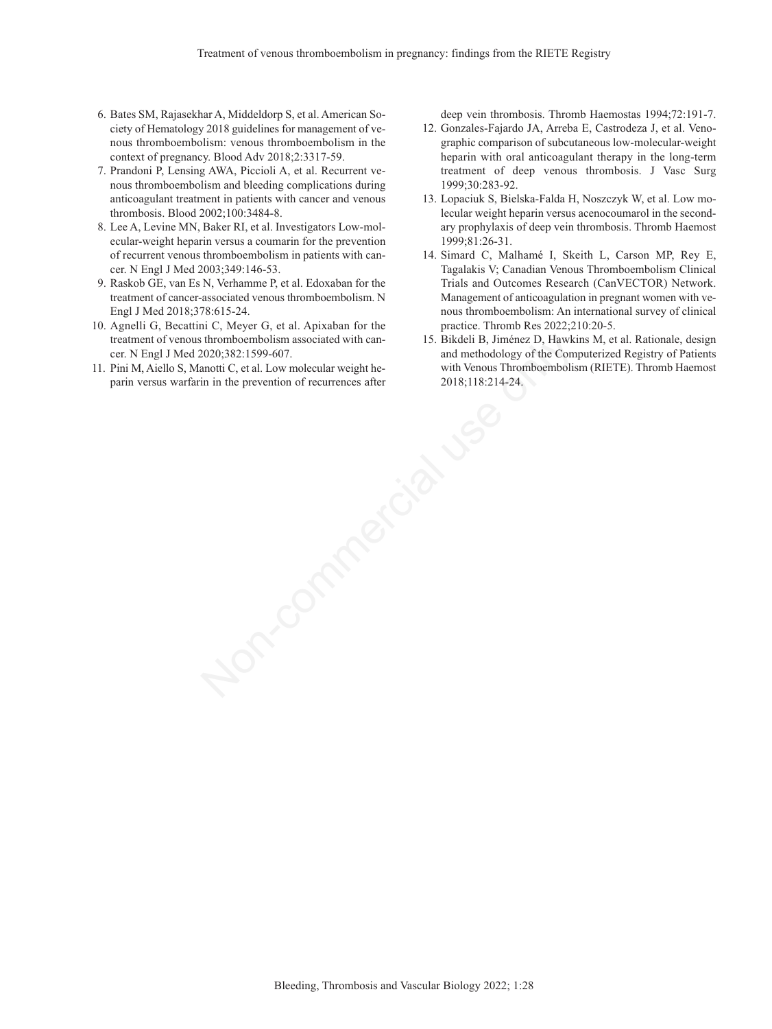6. Bates SM, Rajasekhar A, Middeldorp S, et al. American Society of Hematology 2018 guidelines for management of venous thromboembolism: venous thromboembolism in the context of pregnancy. Blood Adv 2018;2:3317-59.
7. Prandoni P, Lensing AWA, Piccioli A, et al. Recurrent venous thromboembolism and bleeding complications during anticoagulant treatment in patients with cancer and venous thrombosis. Blood 2002;100:3484-8.
8. Lee A, Levine MN, Baker RI, et al. Investigators Low-molecular-weight heparin versus a coumarin for the prevention of recurrent venous thromboembolism in patients with cancer. N Engl J Med 2003;349:146-53.
9. Raskob GE, van Es N, Verhamme P, et al. Edoxaban for the treatment of cancer-associated venous thromboembolism. N Engl J Med 2018;378:615-24.
10. Agnelli G, Becattini C, Meyer G, et al. Apixaban for the treatment of venous thromboembolism associated with cancer. N Engl J Med 2020;382:1599-607.
11. Pini M, Aiello S, Manotti C, et al. Low molecular weight heparin versus warfarin in the prevention of recurrences after deep vein thrombosis. Thromb Haemostas 1994;72:191-7.
12. Gonzales-Fajardo JA, Arreba E, Castrodeza J, et al. Venographic comparison of subcutaneous low-molecular-weight heparin with oral anticoagulant therapy in the long-term treatment of deep venous thrombosis. J Vasc Surg 1999;30:283-92.
13. Lopaciuk S, Bielska-Falda H, Noszczyk W, et al. Low molecular weight heparin versus acenocoumarol in the secondary prophylaxis of deep vein thrombosis. Thromb Haemost 1999;81:26-31.
14. Simard C, Malhamé I, Skeith L, Carson MP, Rey E, Tagalakis V; Canadian Venous Thromboembolism Clinical Trials and Outcomes Research (CanVECTOR) Network. Management of anticoagulation in pregnant women with venous thromboembolism: An international survey of clinical practice. Thromb Res 2022;210:20-5.
15. Bikdeli B, Jiménez D, Hawkins M, et al. Rationale, design and methodology of the Computerized Registry of Patients with Venous Thromboembolism (RIETE). Thromb Haemost 2018;118:214-24.